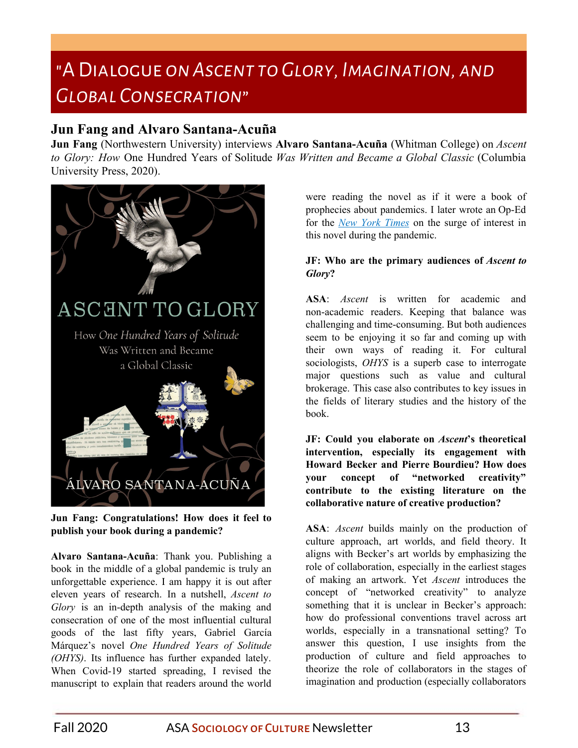# "A Dialogue on Ascent to Glory, Imagination, and Global Consecration"

## Jun Fang and Alvaro Santana-Acuña

**Jun Fang** (Northwestern University) interviews **Alvaro Santana-Acuña** (Whitman College) on *Ascent to Glory: How* One Hundred Years of Solitude *Was Written and Became a Global Classic* (Columbia University Press, 2020).

**Jun Fang: Congratulations! How does it feel to publish your book during a pandemic?**

**Alvaro Santana-Acuña**: Thank you. Publishing a book in the middle of a global pandemic is truly an unforgettable experience. I am happy it is out after eleven years of research. In a nutshell, *Ascent to Glory* is an in-depth analysis of the making and consecration of one of the most influential cultural goods of the last fifty years, Gabriel García Márquez's novel *One Hundred Years of Solitude (OHYS)*. Its influence has further expanded lately. When Covid-19 started spreading, I revised the manuscript to explain that readers around the world were reading the novel as if it were a book of prophecies about pandemics. I later wrote an Op-Ed for the *New York Times* on the surge of interest in this novel during the pandemic.

**JF: Who are the primary audiences of *Ascent to Glory*?**

**ASA**: *Ascent* is written for academic and non-academic readers. Keeping that balance was challenging and time-consuming. But both audiences seem to be enjoying it so far and coming up with their own ways of reading it. For cultural sociologists, *OHYS* is a superb case to interrogate major questions such as value and cultural brokerage. This case also contributes to key issues in the fields of literary studies and the history of the book.

**JF: Could you elaborate on *Ascent*'s theoretical intervention, especially its engagement with Howard Becker and Pierre Bourdieu? How does your concept of "networked creativity" contribute to the existing literature on the collaborative nature of creative production?**

**ASA**: *Ascent* builds mainly on the production of culture approach, art worlds, and field theory. It aligns with Becker's art worlds by emphasizing the role of collaboration, especially in the earliest stages of making an artwork. Yet *Ascent* introduces the concept of "networked creativity" to analyze something that it is unclear in Becker's approach: how do professional conventions travel across art worlds, especially in a transnational setting? To answer this question, I use insights from the production of culture and field approaches to theorize the role of collaborators in the stages of imagination and production (especially collaborators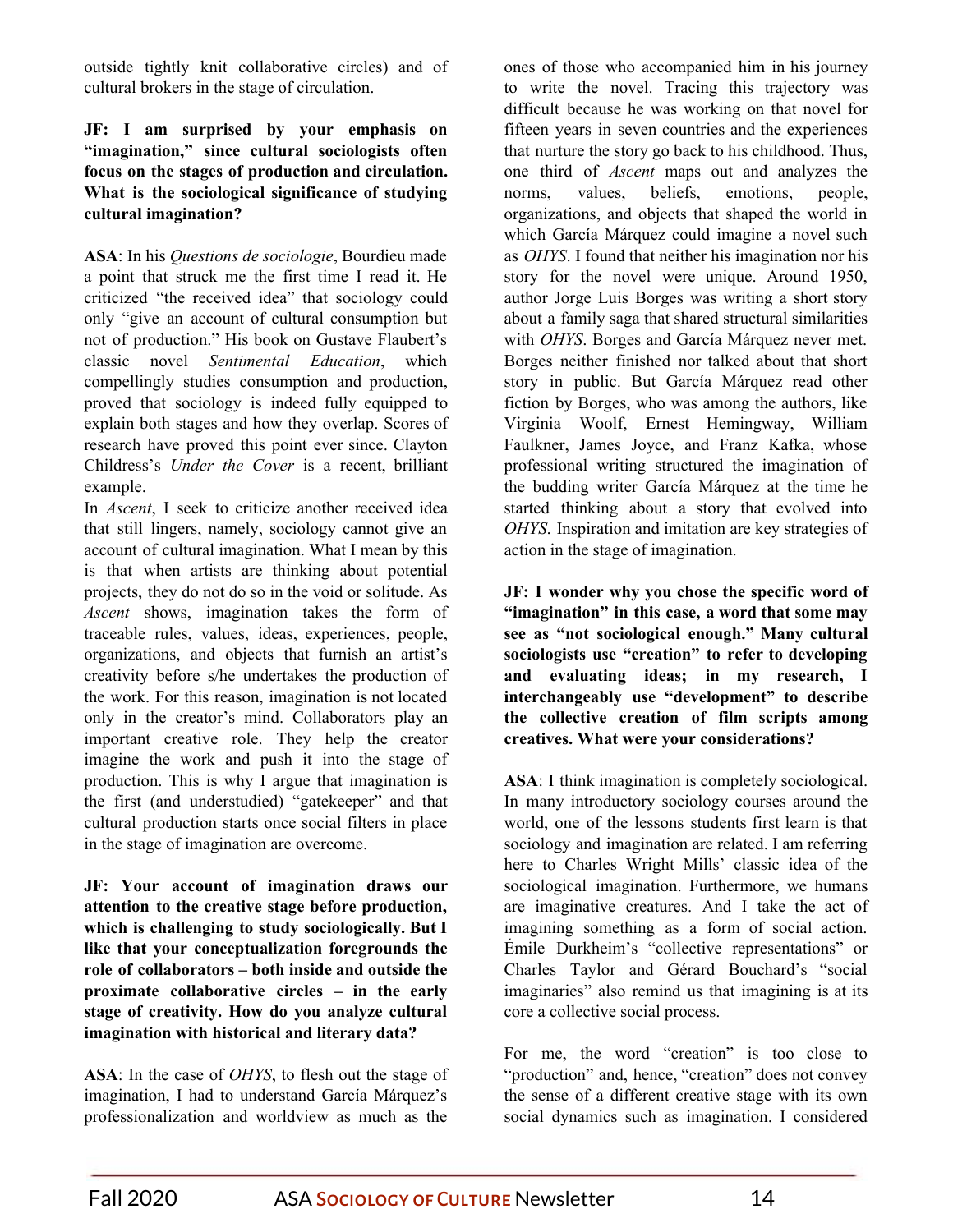outside tightly knit collaborative circles) and of cultural brokers in the stage of circulation.

**JF: I am surprised by your emphasis on "imagination," since cultural sociologists often focus on the stages of production and circulation. What is the sociological significance of studying cultural imagination?**

**ASA**: In his *Questions de sociologie*, Bourdieu made a point that struck me the first time I read it. He criticized "the received idea" that sociology could only "give an account of cultural consumption but not of production." His book on Gustave Flaubert's classic novel *Sentimental Education*, which compellingly studies consumption and production, proved that sociology is indeed fully equipped to explain both stages and how they overlap. Scores of research have proved this point ever since. Clayton Childress's *Under the Cover* is a recent, brilliant example.

In *Ascent*, I seek to criticize another received idea that still lingers, namely, sociology cannot give an account of cultural imagination. What I mean by this is that when artists are thinking about potential projects, they do not do so in the void or solitude. As *Ascent* shows, imagination takes the form of traceable rules, values, ideas, experiences, people, organizations, and objects that furnish an artist's creativity before s/he undertakes the production of the work. For this reason, imagination is not located only in the creator's mind. Collaborators play an important creative role. They help the creator imagine the work and push it into the stage of production. This is why I argue that imagination is the first (and understudied) "gatekeeper" and that cultural production starts once social filters in place in the stage of imagination are overcome.

**JF: Your account of imagination draws our attention to the creative stage before production, which is challenging to study sociologically. But I like that your conceptualization foregrounds the role of collaborators – both inside and outside the proximate collaborative circles – in the early stage of creativity. How do you analyze cultural imagination with historical and literary data?**

**ASA**: In the case of *OHYS*, to flesh out the stage of imagination, I had to understand García Márquez's professionalization and worldview as much as the ones of those who accompanied him in his journey to write the novel. Tracing this trajectory was difficult because he was working on that novel for fifteen years in seven countries and the experiences that nurture the story go back to his childhood. Thus, one third of *Ascent* maps out and analyzes the norms, values, beliefs, emotions, people, organizations, and objects that shaped the world in which García Márquez could imagine a novel such as *OHYS*. I found that neither his imagination nor his story for the novel were unique. Around 1950, author Jorge Luis Borges was writing a short story about a family saga that shared structural similarities with *OHYS*. Borges and García Márquez never met. Borges neither finished nor talked about that short story in public. But García Márquez read other fiction by Borges, who was among the authors, like Virginia Woolf, Ernest Hemingway, William Faulkner, James Joyce, and Franz Kafka, whose professional writing structured the imagination of the budding writer García Márquez at the time he started thinking about a story that evolved into *OHYS*. Inspiration and imitation are key strategies of action in the stage of imagination.

**JF: I wonder why you chose the specific word of "imagination" in this case, a word that some may see as "not sociological enough." Many cultural sociologists use "creation" to refer to developing and evaluating ideas; in my research, I interchangeably use "development" to describe the collective creation of film scripts among creatives. What were your considerations?**

**ASA**: I think imagination is completely sociological. In many introductory sociology courses around the world, one of the lessons students first learn is that sociology and imagination are related. I am referring here to Charles Wright Mills' classic idea of the sociological imagination. Furthermore, we humans are imaginative creatures. And I take the act of imagining something as a form of social action. Émile Durkheim's "collective representations" or Charles Taylor and Gérard Bouchard's "social imaginaries" also remind us that imaging is at its core a collective social process.

For me, the word "creation" is too close to "production" and, hence, "creation" does not convey the sense of a different creative stage with its own social dynamics such as imagination. I considered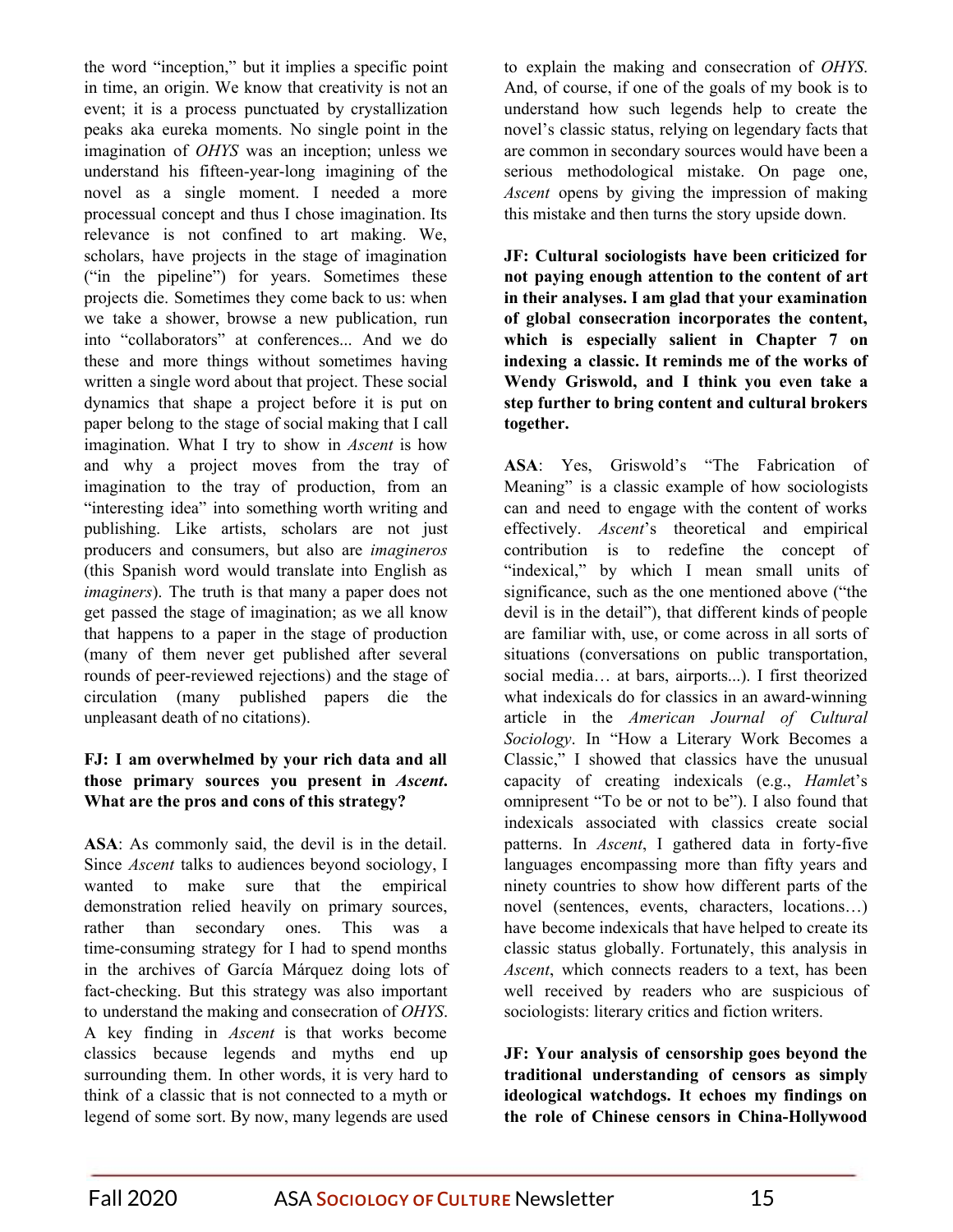the word "inception," but it implies a specific point in time, an origin. We know that creativity is not an event; it is a process punctuated by crystallization peaks aka eureka moments. No single point in the imagination of *OHYS* was an inception; unless we understand his fifteen-year-long imagining of the novel as a single moment. I needed a more processual concept and thus I chose imagination. Its relevance is not confined to art making. We, scholars, have projects in the stage of imagination ("in the pipeline") for years. Sometimes these projects die. Sometimes they come back to us: when we take a shower, browse a new publication, run into "collaborators" at conferences... And we do these and more things without sometimes having written a single word about that project. These social dynamics that shape a project before it is put on paper belong to the stage of social making that I call imagination. What I try to show in *Ascent* is how and why a project moves from the tray of imagination to the tray of production, from an "interesting idea" into something worth writing and publishing. Like artists, scholars are not just producers and consumers, but also are *imagineros* (this Spanish word would translate into English as *imaginers*). The truth is that many a paper does not get passed the stage of imagination; as we all know that happens to a paper in the stage of production (many of them never get published after several rounds of peer-reviewed rejections) and the stage of circulation (many published papers die the unpleasant death of no citations).

**FJ: I am overwhelmed by your rich data and all those primary sources you present in *Ascent*. What are the pros and cons of this strategy?**

**ASA**: As commonly said, the devil is in the detail. Since *Ascent* talks to audiences beyond sociology, I wanted to make sure that the empirical demonstration relied heavily on primary sources, rather than secondary ones. This was a time-consuming strategy for I had to spend months in the archives of García Márquez doing lots of fact-checking. But this strategy was also important to understand the making and consecration of *OHYS*. A key finding in *Ascent* is that works become classics because legends and myths end up surrounding them. In other words, it is very hard to think of a classic that is not connected to a myth or legend of some sort. By now, many legends are used to explain the making and consecration of *OHYS*. And, of course, if one of the goals of my book is to understand how such legends help to create the novel's classic status, relying on legendary facts that are common in secondary sources would have been a serious methodological mistake. On page one, *Ascent* opens by giving the impression of making this mistake and then turns the story upside down.

**JF: Cultural sociologists have been criticized for not paying enough attention to the content of art in their analyses. I am glad that your examination of global consecration incorporates the content, which is especially salient in Chapter 7 on indexing a classic. It reminds me of the works of Wendy Griswold, and I think you even take a step further to bring content and cultural brokers together.**

**ASA**: Yes, Griswold's "The Fabrication of Meaning" is a classic example of how sociologists can and need to engage with the content of works effectively. *Ascent*'s theoretical and empirical contribution is to redefine the concept of "indexical," by which I mean small units of significance, such as the one mentioned above ("the devil is in the detail"), that different kinds of people are familiar with, use, or come across in all sorts of situations (conversations on public transportation, social media… at bars, airports...). I first theorized what indexicals do for classics in an award-winning article in the *American Journal of Cultural Sociology*. In "How a Literary Work Becomes a Classic," I showed that classics have the unusual capacity of creating indexicals (e.g., *Hamlet*'s omnipresent "To be or not to be"). I also found that indexicals associated with classics create social patterns. In *Ascent*, I gathered data in forty-five languages encompassing more than fifty years and ninety countries to show how different parts of the novel (sentences, events, characters, locations…) have become indexicals that have helped to create its classic status globally. Fortunately, this analysis in *Ascent*, which connects readers to a text, has been well received by readers who are suspicious of sociologists: literary critics and fiction writers.

**JF: Your analysis of censorship goes beyond the traditional understanding of censors as simply ideological watchdogs. It echoes my findings on the role of Chinese censors in China-Hollywood**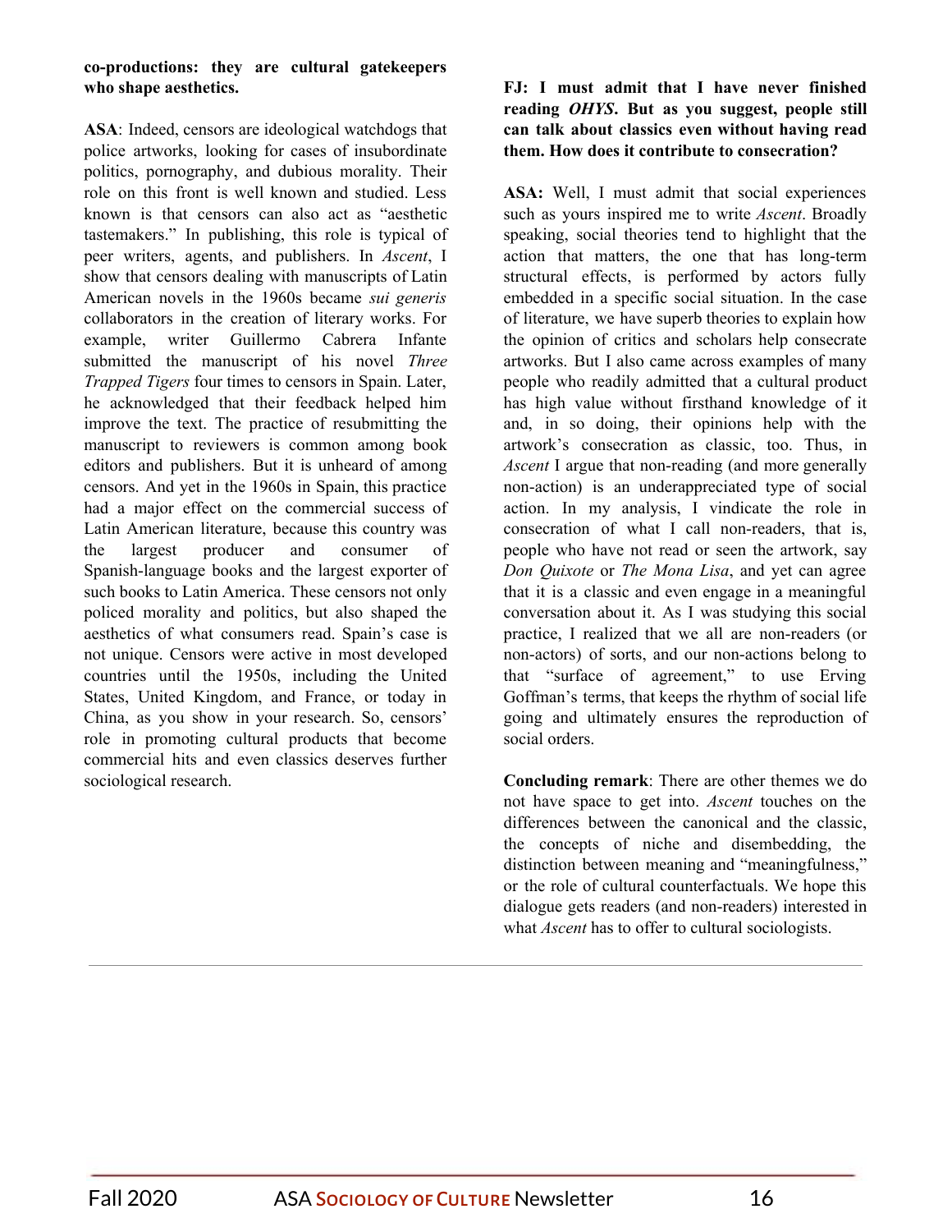**co-productions: they are cultural gatekeepers who shape aesthetics.**

**ASA**: Indeed, censors are ideological watchdogs that police artworks, looking for cases of insubordinate politics, pornography, and dubious morality. Their role on this front is well known and studied. Less known is that censors can also act as "aesthetic tastemakers." In publishing, this role is typical of peer writers, agents, and publishers. In *Ascent*, I show that censors dealing with manuscripts of Latin American novels in the 1960s became *sui generis* collaborators in the creation of literary works. For example, writer Guillermo Cabrera Infante submitted the manuscript of his novel *Three Trapped Tigers* four times to censors in Spain. Later, he acknowledged that their feedback helped him improve the text. The practice of resubmitting the manuscript to reviewers is common among book editors and publishers. And yet it is unheard of among censors. And yet in the 1960s in Spain, this practice had a major effect on the commercial success of Latin American literature, because this country was the largest producer and consumer of Spanish-language books and the largest exporter of such books to Latin America. These censors not only policed morality and politics, but also shaped the aesthetics of what consumers read. Spain's case is not unique. Censors were active in most developed countries until the 1950s, including the United States, United Kingdom, and France, or today in China, as you show in your research. So, censors' role in promoting cultural products that become commercial hits and even classics deserves further sociological research.

**FJ: I must admit that I have never finished reading *OHYS*. But as you suggest, people still can talk about classics even without having read them. How does it contribute to consecration?**

**ASA:** Well, I must admit that social experiences such as yours inspired me to write *Ascent*. Broadly speaking, social theories tend to highlight that the action that matters, the one that has long-term structural effects, is performed by actors fully embedded in a specific social situation. In the case of literature, we have superb theories to explain how the opinion of critics and scholars help consecrate artworks. But I also came across examples of many people who readily admitted that a cultural product has high value without firsthand knowledge of it and, in so doing, their opinions help with the artwork's consecration as classic, too. Thus, in *Ascent* I argue that non-reading (and more generally non-action) is an underappreciated type of social action. In my analysis, I vindicate the role in consecration of what I call non-readers, that is, people who have not read or seen the artwork, say *Don Quixote* or *The Mona Lisa*, and yet can agree that it is a classic and even engage in a meaningful conversation about it. As I was studying this social practice, I realized that we all are non-readers (or non-actors) of sorts, and our non-actions belong to that "surface of agreement," to use Erving Goffman's terms, that keeps the rhythm of social life going and ultimately ensures the reproduction of social orders.

**Concluding remark**: There are other themes we do not have space to get into. *Ascent* touches on the differences between the canonical and the classic, the concepts of niche and disembedding, the distinction between meaning and "meaningfulness," or the role of cultural counterfactuals. We hope this dialogue gets readers (and non-readers) interested in what *Ascent* has to offer to cultural sociologists.